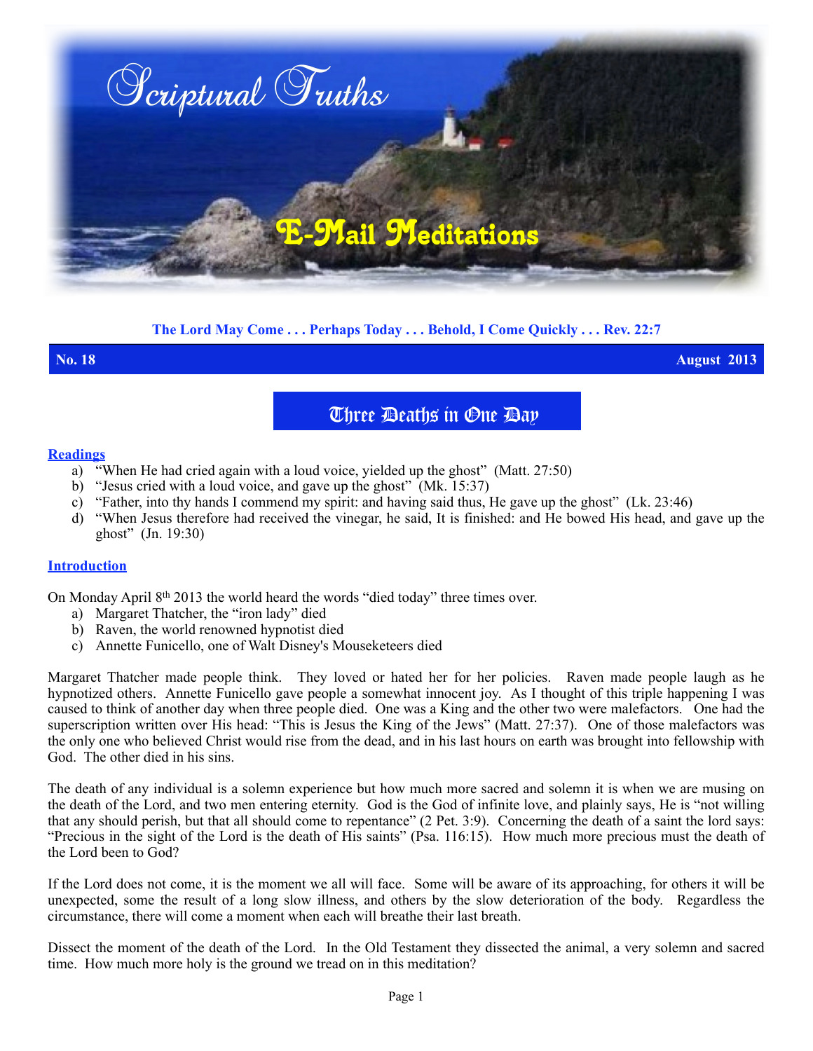# Scriptural Truths

## E-Mail Meditations

**The Lord May Come . . . Perhaps Today . . . Behold, I Come Quickly . . . Rev. 22:7**

**No. 18** **August 2013**

## Three Deaths in One Day

### Readings

a) "When He had cried again with a loud voice, yielded up the ghost" (Matt. 27:50)
b) "Jesus cried with a loud voice, and gave up the ghost" (Mk. 15:37)
c) "Father, into thy hands I commend my spirit: and having said thus, He gave up the ghost" (Lk. 23:46)
d) "When Jesus therefore had received the vinegar, he said, It is finished: and He bowed His head, and gave up the ghost" (Jn. 19:30)

### Introduction

On Monday April 8th 2013 the world heard the words "died today" three times over.

a) Margaret Thatcher, the "iron lady" died
b) Raven, the world renowned hypnotist died
c) Annette Funicello, one of Walt Disney's Mouseketeers died

Margaret Thatcher made people think. They loved or hated her for her policies. Raven made people laugh as he hypnotized others. Annette Funicello gave people a somewhat innocent joy. As I thought of this triple happening I was caused to think of another day when three people died. One was a King and the other two were malefactors. One had the superscription written over His head: "This is Jesus the King of the Jews" (Matt. 27:37). One of those malefactors was the only one who believed Christ would rise from the dead, and in his last hours on earth was brought into fellowship with God. The other died in his sins.

The death of any individual is a solemn experience but how much more sacred and solemn it is when we are musing on the death of the Lord, and two men entering eternity. God is the God of infinite love, and plainly says, He is "not willing that any should perish, but that all should come to repentance" (2 Pet. 3:9). Concerning the death of a saint the lord says: "Precious in the sight of the Lord is the death of His saints" (Psa. 116:15). How much more precious must the death of the Lord been to God?

If the Lord does not come, it is the moment we all will face. Some will be aware of its approaching, for others it will be unexpected, some the result of a long slow illness, and others by the slow deterioration of the body. Regardless the circumstance, there will come a moment when each will breathe their last breath.

Dissect the moment of the death of the Lord. In the Old Testament they dissected the animal, a very solemn and sacred time. How much more holy is the ground we tread on in this meditation?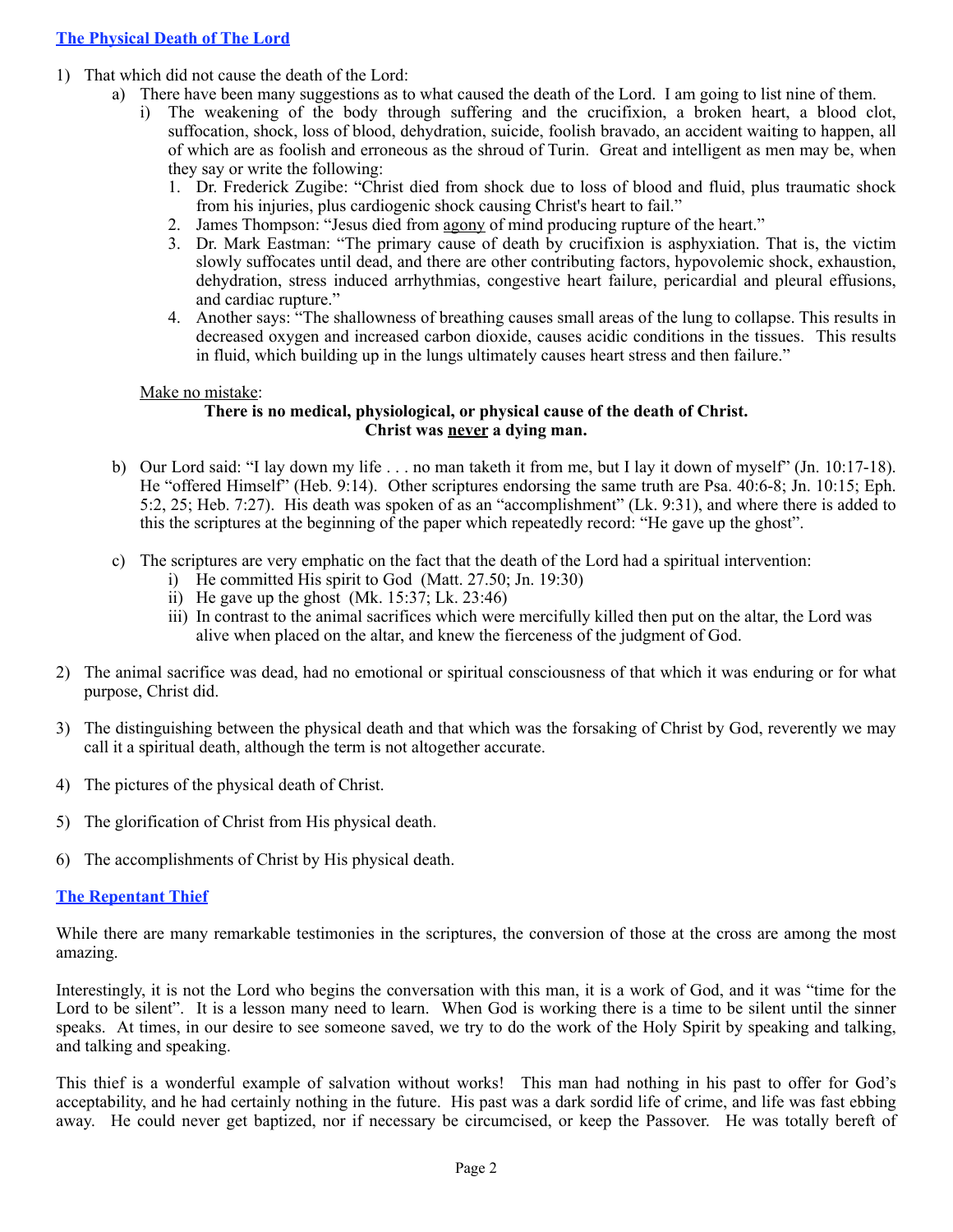## The Physical Death of The Lord

1) That which did not cause the death of the Lord:
   a) There have been many suggestions as to what caused the death of the Lord. I am going to list nine of them.
      i) The weakening of the body through suffering and the crucifixion, a broken heart, a blood clot, suffocation, shock, loss of blood, dehydration, suicide, foolish bravado, an accident waiting to happen, all of which are as foolish and erroneous as the shroud of Turin. Great and intelligent as men may be, when they say or write the following:
         1. Dr. Frederick Zugibe: "Christ died from shock due to loss of blood and fluid, plus traumatic shock from his injuries, plus cardiogenic shock causing Christ's heart to fail."
         2. James Thompson: "Jesus died from <u>agony</u> of mind producing rupture of the heart."
         3. Dr. Mark Eastman: "The primary cause of death by crucifixion is asphyxiation. That is, the victim slowly suffocates until dead, and there are other contributing factors, hypovolemic shock, exhaustion, dehydration, stress induced arrhythmias, congestive heart failure, pericardial and pleural effusions, and cardiac rupture."
         4. Another says: "The shallowness of breathing causes small areas of the lung to collapse. This results in decreased oxygen and increased carbon dioxide, causes acidic conditions in the tissues. This results in fluid, which building up in the lungs ultimately causes heart stress and then failure."

   <u>Make no mistake</u>:

   **There is no medical, physiological, or physical cause of the death of Christ.**
   **Christ was <u>never</u> a dying man.**

   b) Our Lord said: "I lay down my life . . . no man taketh it from me, but I lay it down of myself" (Jn. 10:17-18). He "offered Himself" (Heb. 9:14). Other scriptures endorsing the same truth are Psa. 40:6-8; Jn. 10:15; Eph. 5:2, 25; Heb. 7:27). His death was spoken of as an "accomplishment" (Lk. 9:31), and where there is added to this the scriptures at the beginning of the paper which repeatedly record: "He gave up the ghost".

   c) The scriptures are very emphatic on the fact that the death of the Lord had a spiritual intervention:
      i) He committed His spirit to God (Matt. 27.50; Jn. 19:30)
      ii) He gave up the ghost (Mk. 15:37; Lk. 23:46)
      iii) In contrast to the animal sacrifices which were mercifully killed then put on the altar, the Lord was alive when placed on the altar, and knew the fierceness of the judgment of God.

2) The animal sacrifice was dead, had no emotional or spiritual consciousness of that which it was enduring or for what purpose, Christ did.

3) The distinguishing between the physical death and that which was the forsaking of Christ by God, reverently we may call it a spiritual death, although the term is not altogether accurate.

4) The pictures of the physical death of Christ.

5) The glorification of Christ from His physical death.

6) The accomplishments of Christ by His physical death.

## The Repentant Thief

While there are many remarkable testimonies in the scriptures, the conversion of those at the cross are among the most amazing.

Interestingly, it is not the Lord who begins the conversation with this man, it is a work of God, and it was "time for the Lord to be silent". It is a lesson many need to learn. When God is working there is a time to be silent until the sinner speaks. At times, in our desire to see someone saved, we try to do the work of the Holy Spirit by speaking and talking, and talking and speaking.

This thief is a wonderful example of salvation without works! This man had nothing in his past to offer for God's acceptability, and he had certainly nothing in the future. His past was a dark sordid life of crime, and life was fast ebbing away. He could never get baptized, nor if necessary be circumcised, or keep the Passover. He was totally bereft of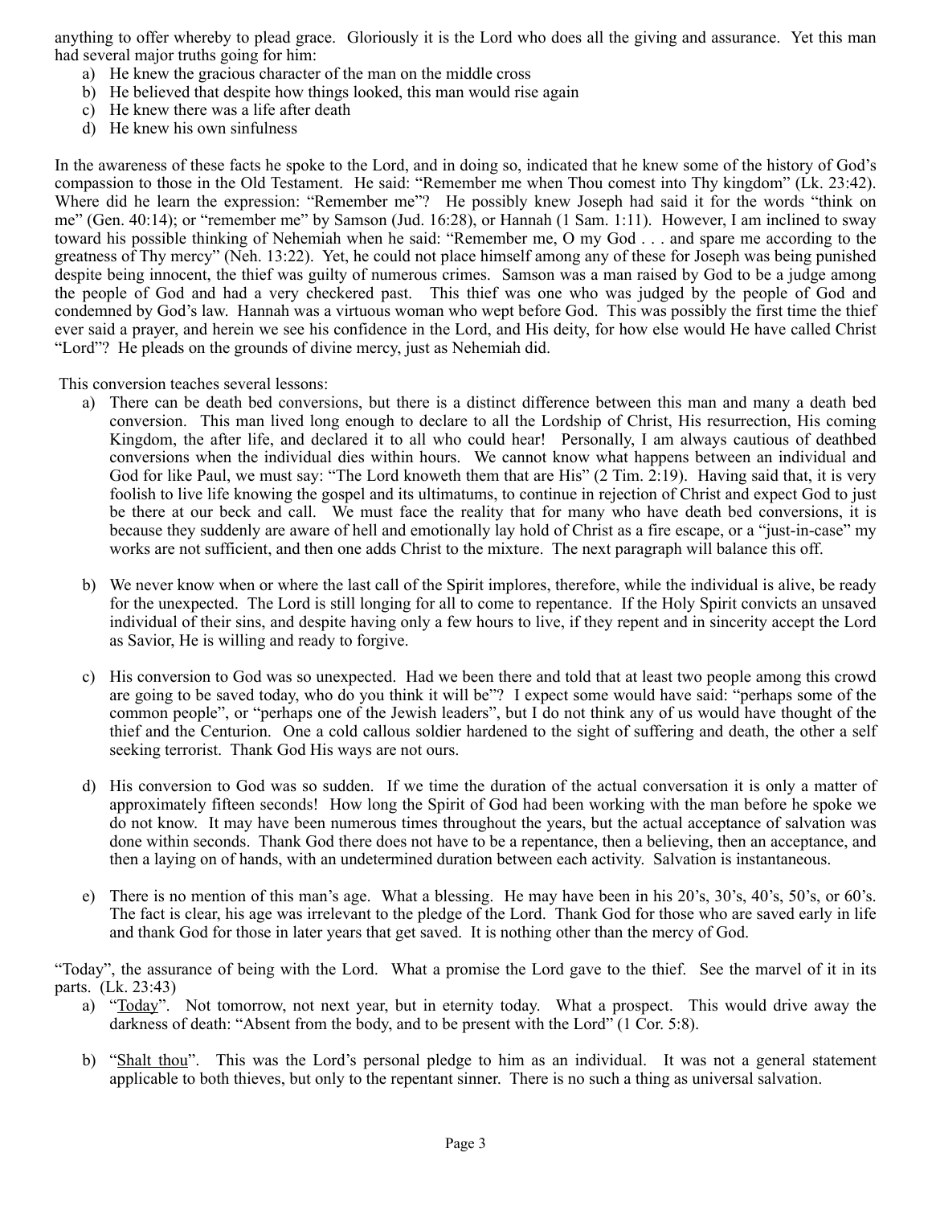anything to offer whereby to plead grace. Gloriously it is the Lord who does all the giving and assurance. Yet this man had several major truths going for him:

a) He knew the gracious character of the man on the middle cross
b) He believed that despite how things looked, this man would rise again
c) He knew there was a life after death
d) He knew his own sinfulness

In the awareness of these facts he spoke to the Lord, and in doing so, indicated that he knew some of the history of God's compassion to those in the Old Testament. He said: "Remember me when Thou comest into Thy kingdom" (Lk. 23:42). Where did he learn the expression: "Remember me"? He possibly knew Joseph had said it for the words "think on me" (Gen. 40:14); or "remember me" by Samson (Jud. 16:28), or Hannah (1 Sam. 1:11). However, I am inclined to sway toward his possible thinking of Nehemiah when he said: "Remember me, O my God . . . and spare me according to the greatness of Thy mercy" (Neh. 13:22). Yet, he could not place himself among any of these for Joseph was being punished despite being innocent, the thief was guilty of numerous crimes. Samson was a man raised by God to be a judge among the people of God and had a very checkered past. This thief was one who was judged by the people of God and condemned by God's law. Hannah was a virtuous woman who wept before God. This was possibly the first time the thief ever said a prayer, and herein we see his confidence in the Lord, and His deity, for how else would He have called Christ "Lord"? He pleads on the grounds of divine mercy, just as Nehemiah did.

This conversion teaches several lessons:

a) There can be death bed conversions, but there is a distinct difference between this man and many a death bed conversion. This man lived long enough to declare to all the Lordship of Christ, His resurrection, His coming Kingdom, the after life, and declared it to all who could hear! Personally, I am always cautious of deathbed conversions when the individual dies within hours. We cannot know what happens between an individual and God for like Paul, we must say: "The Lord knoweth them that are His" (2 Tim. 2:19). Having said that, it is very foolish to live life knowing the gospel and its ultimatums, to continue in rejection of Christ and expect God to just be there at our beck and call. We must face the reality that for many who have death bed conversions, it is because they suddenly are aware of hell and emotionally lay hold of Christ as a fire escape, or a "just-in-case" my works are not sufficient, and then one adds Christ to the mixture. The next paragraph will balance this off.

b) We never know when or where the last call of the Spirit implores, therefore, while the individual is alive, be ready for the unexpected. The Lord is still longing for all to come to repentance. If the Holy Spirit convicts an unsaved individual of their sins, and despite having only a few hours to live, if they repent and in sincerity accept the Lord as Savior, He is willing and ready to forgive.

c) His conversion to God was so unexpected. Had we been there and told that at least two people among this crowd are going to be saved today, who do you think it will be"? I expect some would have said: "perhaps some of the common people", or "perhaps one of the Jewish leaders", but I do not think any of us would have thought of the thief and the Centurion. One a cold callous soldier hardened to the sight of suffering and death, the other a self seeking terrorist. Thank God His ways are not ours.

d) His conversion to God was so sudden. If we time the duration of the actual conversation it is only a matter of approximately fifteen seconds! How long the Spirit of God had been working with the man before he spoke we do not know. It may have been numerous times throughout the years, but the actual acceptance of salvation was done within seconds. Thank God there does not have to be a repentance, then a believing, then an acceptance, and then a laying on of hands, with an undetermined duration between each activity. Salvation is instantaneous.

e) There is no mention of this man's age. What a blessing. He may have been in his 20's, 30's, 40's, 50's, or 60's. The fact is clear, his age was irrelevant to the pledge of the Lord. Thank God for those who are saved early in life and thank God for those in later years that get saved. It is nothing other than the mercy of God.

"Today", the assurance of being with the Lord. What a promise the Lord gave to the thief. See the marvel of it in its parts. (Lk. 23:43)

a) "<u>Today</u>". Not tomorrow, not next year, but in eternity today. What a prospect. This would drive away the darkness of death: "Absent from the body, and to be present with the Lord" (1 Cor. 5:8).

b) "<u>Shalt thou</u>". This was the Lord's personal pledge to him as an individual. It was not a general statement applicable to both thieves, but only to the repentant sinner. There is no such a thing as universal salvation.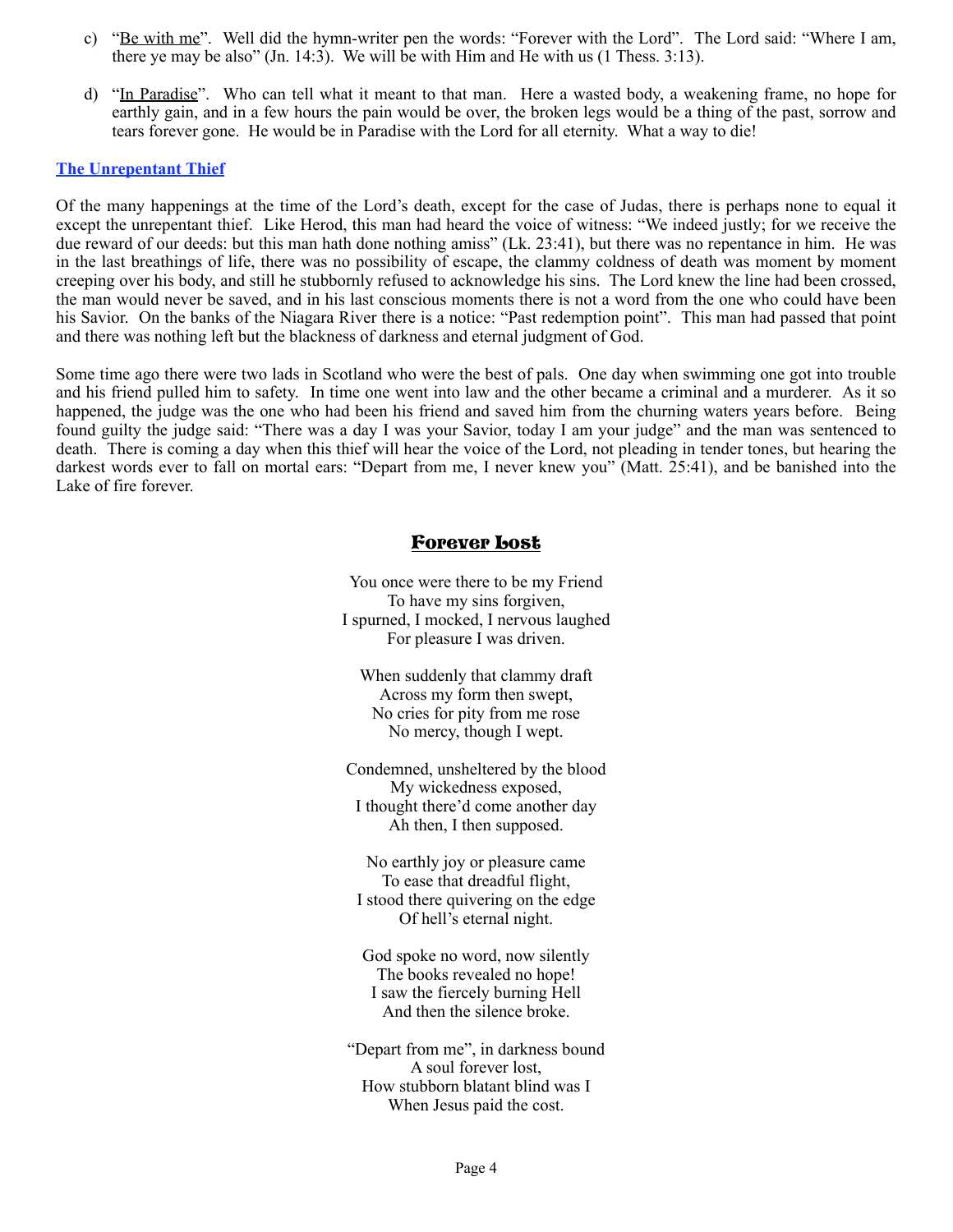c) "<u>Be with me</u>". Well did the hymn-writer pen the words: "Forever with the Lord". The Lord said: "Where I am, there ye may be also" (Jn. 14:3). We will be with Him and He with us (1 Thess. 3:13).

d) "<u>In Paradise</u>". Who can tell what it meant to that man. Here a wasted body, a weakening frame, no hope for earthly gain, and in a few hours the pain would be over, the broken legs would be a thing of the past, sorrow and tears forever gone. He would be in Paradise with the Lord for all eternity. What a way to die!

## The Unrepentant Thief

Of the many happenings at the time of the Lord's death, except for the case of Judas, there is perhaps none to equal it except the unrepentant thief. Like Herod, this man had heard the voice of witness: "We indeed justly; for we receive the due reward of our deeds: but this man hath done nothing amiss" (Lk. 23:41), but there was no repentance in him. He was in the last breathings of life, there was no possibility of escape, the clammy coldness of death was moment by moment creeping over his body, and still he stubbornly refused to acknowledge his sins. The Lord knew the line had been crossed, the man would never be saved, and in his last conscious moments there is not a word from the one who could have been his Savior. On the banks of the Niagara River there is a notice: "Past redemption point". This man had passed that point and there was nothing left but the blackness of darkness and eternal judgment of God.

Some time ago there were two lads in Scotland who were the best of pals. One day when swimming one got into trouble and his friend pulled him to safety. In time one went into law and the other became a criminal and a murderer. As it so happened, the judge was the one who had been his friend and saved him from the churning waters years before. Being found guilty the judge said: "There was a day I was your Savior, today I am your judge" and the man was sentenced to death. There is coming a day when this thief will hear the voice of the Lord, not pleading in tender tones, but hearing the darkest words ever to fall on mortal ears: "Depart from me, I never knew you" (Matt. 25:41), and be banished into the Lake of fire forever.

### Forever Lost

You once were there to be my Friend  
To have my sins forgiven,  
I spurned, I mocked, I nervous laughed  
For pleasure I was driven.

When suddenly that clammy draft  
Across my form then swept,  
No cries for pity from me rose  
No mercy, though I wept.

Condemned, unsheltered by the blood  
My wickedness exposed,  
I thought there'd come another day  
Ah then, I then supposed.

No earthly joy or pleasure came  
To ease that dreadful flight,  
I stood there quivering on the edge  
Of hell's eternal night.

God spoke no word, now silently  
The books revealed no hope!  
I saw the fiercely burning Hell  
And then the silence broke.

"Depart from me", in darkness bound  
A soul forever lost,  
How stubborn blatant blind was I  
When Jesus paid the cost.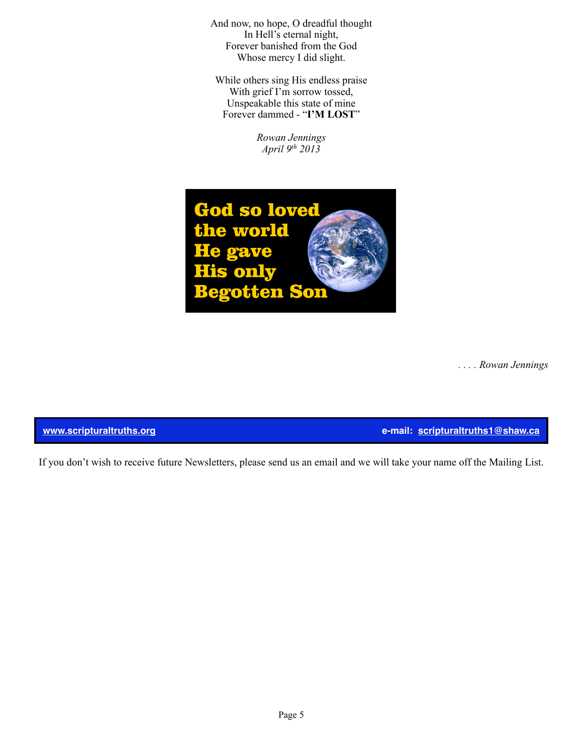And now, no hope, O dreadful thought
In Hell's eternal night,
Forever banished from the God
Whose mercy I did slight.

While others sing His endless praise
With grief I'm sorrow tossed,
Unspeakable this state of mine
Forever dammed - "**I'M LOST**"

*Rowan Jennings*
*April 9th 2013*

God so loved the world He gave His only Begotten Son

. . . . *Rowan Jennings*

**www.scripturaltruths.org** **e-mail: scripturaltruths1@shaw.ca**

If you don't wish to receive future Newsletters, please send us an email and we will take your name off the Mailing List.